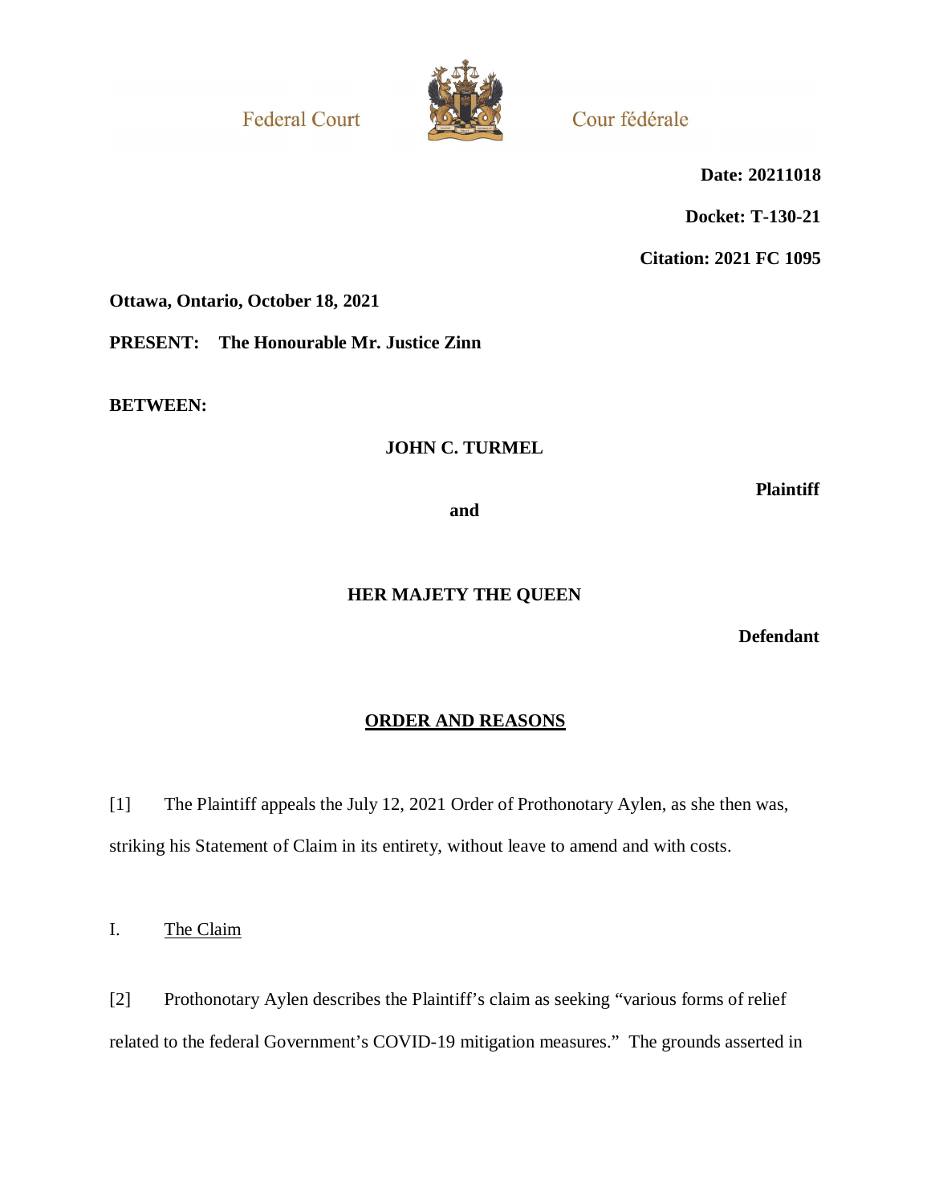Federal Court

Cour fédérale

**Date: 20211018**

**Docket: T-130-21**

**Citation: 2021 FC 1095**

**Ottawa, Ontario, October 18, 2021**

**PRESENT: The Honourable Mr. Justice Zinn**

**BETWEEN:**

**JOHN C. TURMEL**

**Plaintiff**

**and**

**HER MAJETY THE QUEEN**

**Defendant**

## ORDER AND REASONS

[1] The Plaintiff appeals the July 12, 2021 Order of Prothonotary Aylen, as she then was, striking his Statement of Claim in its entirety, without leave to amend and with costs.

### I. The Claim

[2] Prothonotary Aylen describes the Plaintiff's claim as seeking "various forms of relief related to the federal Government's COVID-19 mitigation measures." The grounds asserted in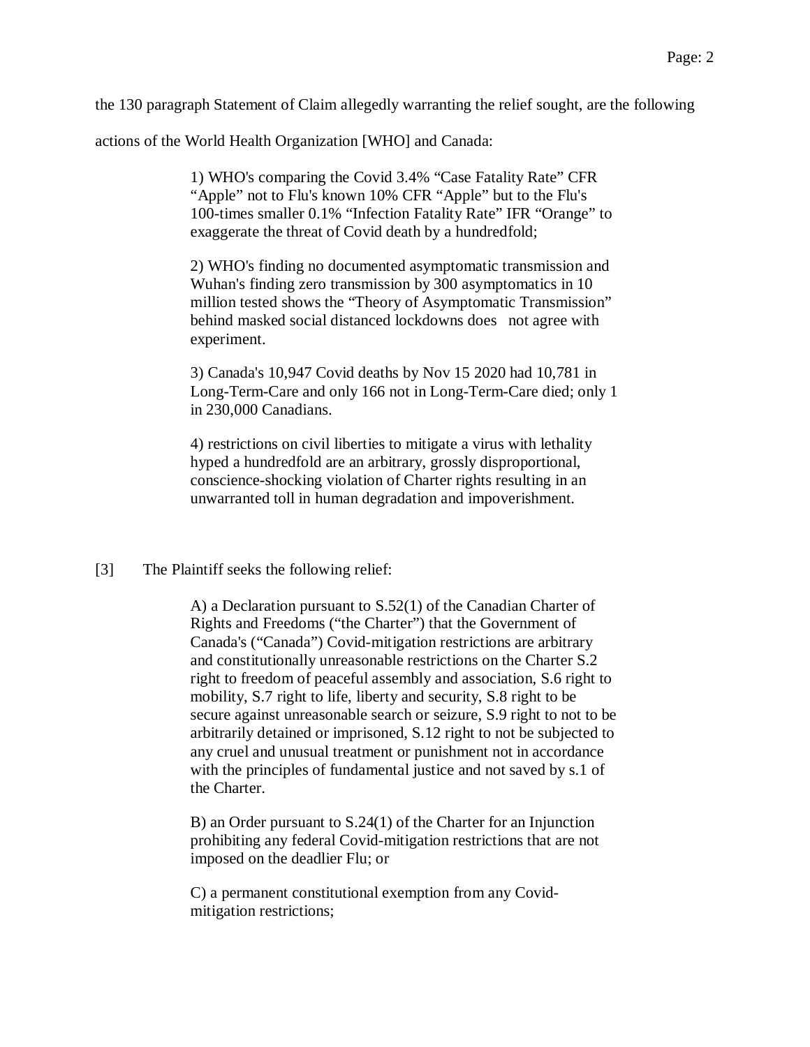the 130 paragraph Statement of Claim allegedly warranting the relief sought, are the following actions of the World Health Organization [WHO] and Canada:

> 1) WHO's comparing the Covid 3.4% "Case Fatality Rate" CFR "Apple" not to Flu's known 10% CFR "Apple" but to the Flu's 100-times smaller 0.1% "Infection Fatality Rate" IFR "Orange" to exaggerate the threat of Covid death by a hundredfold;
>
> 2) WHO's finding no documented asymptomatic transmission and Wuhan's finding zero transmission by 300 asymptomatics in 10 million tested shows the "Theory of Asymptomatic Transmission" behind masked social distanced lockdowns does not agree with experiment.
>
> 3) Canada's 10,947 Covid deaths by Nov 15 2020 had 10,781 in Long-Term-Care and only 166 not in Long-Term-Care died; only 1 in 230,000 Canadians.
>
> 4) restrictions on civil liberties to mitigate a virus with lethality hyped a hundredfold are an arbitrary, grossly disproportional, conscience-shocking violation of Charter rights resulting in an unwarranted toll in human degradation and impoverishment.

[3] The Plaintiff seeks the following relief:

> A) a Declaration pursuant to S.52(1) of the Canadian Charter of Rights and Freedoms ("the Charter") that the Government of Canada's ("Canada") Covid-mitigation restrictions are arbitrary and constitutionally unreasonable restrictions on the Charter S.2 right to freedom of peaceful assembly and association, S.6 right to mobility, S.7 right to life, liberty and security, S.8 right to be secure against unreasonable search or seizure, S.9 right to not to be arbitrarily detained or imprisoned, S.12 right to not be subjected to any cruel and unusual treatment or punishment not in accordance with the principles of fundamental justice and not saved by s.1 of the Charter.
>
> B) an Order pursuant to S.24(1) of the Charter for an Injunction prohibiting any federal Covid-mitigation restrictions that are not imposed on the deadlier Flu; or
>
> C) a permanent constitutional exemption from any Covid-mitigation restrictions;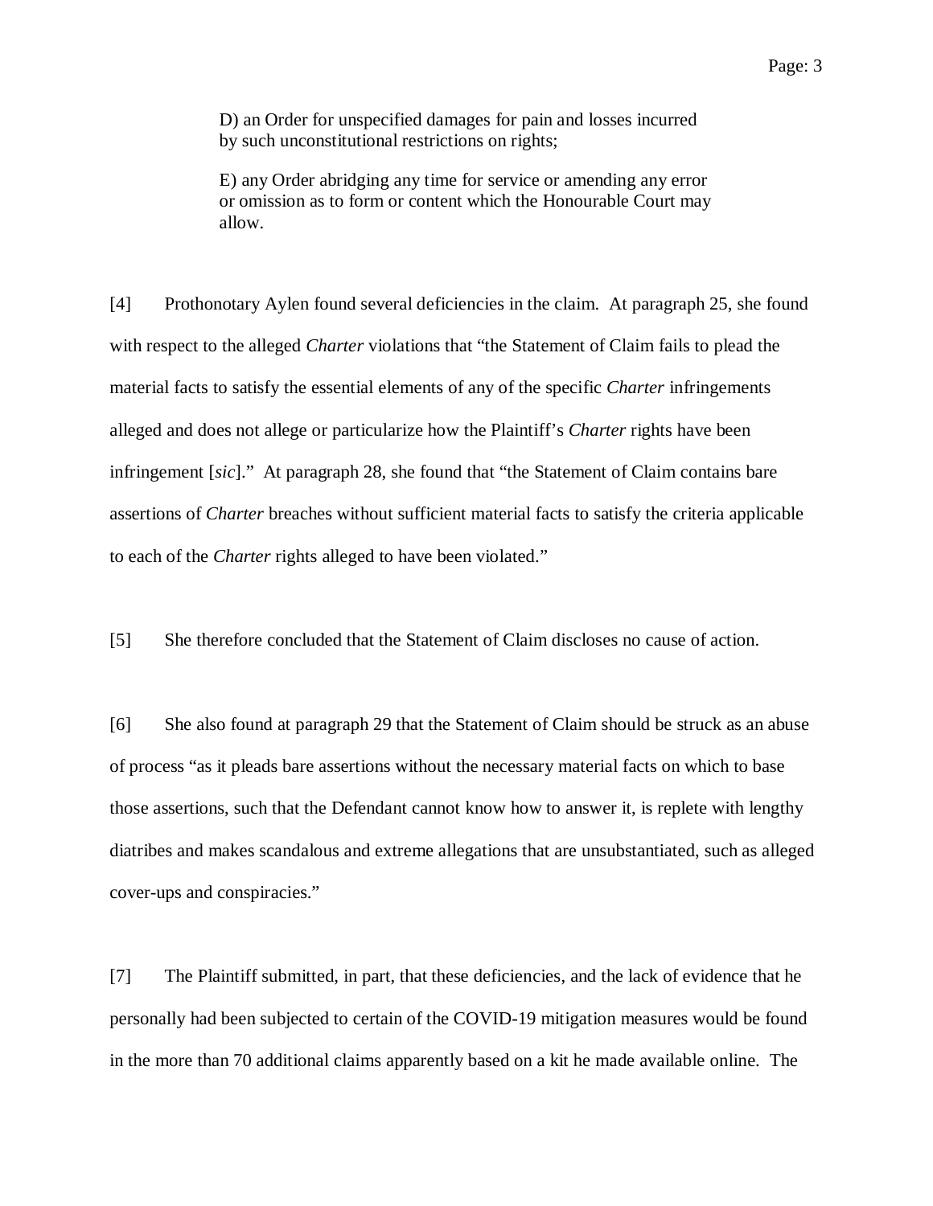> D) an Order for unspecified damages for pain and losses incurred by such unconstitutional restrictions on rights;
>
> E) any Order abridging any time for service or amending any error or omission as to form or content which the Honourable Court may allow.

[4] Prothonotary Aylen found several deficiencies in the claim. At paragraph 25, she found with respect to the alleged *Charter* violations that "the Statement of Claim fails to plead the material facts to satisfy the essential elements of any of the specific *Charter* infringements alleged and does not allege or particularize how the Plaintiff's *Charter* rights have been infringement [*sic*]." At paragraph 28, she found that "the Statement of Claim contains bare assertions of *Charter* breaches without sufficient material facts to satisfy the criteria applicable to each of the *Charter* rights alleged to have been violated."

[5] She therefore concluded that the Statement of Claim discloses no cause of action.

[6] She also found at paragraph 29 that the Statement of Claim should be struck as an abuse of process "as it pleads bare assertions without the necessary material facts on which to base those assertions, such that the Defendant cannot know how to answer it, is replete with lengthy diatribes and makes scandalous and extreme allegations that are unsubstantiated, such as alleged cover-ups and conspiracies."

[7] The Plaintiff submitted, in part, that these deficiencies, and the lack of evidence that he personally had been subjected to certain of the COVID-19 mitigation measures would be found in the more than 70 additional claims apparently based on a kit he made available online. The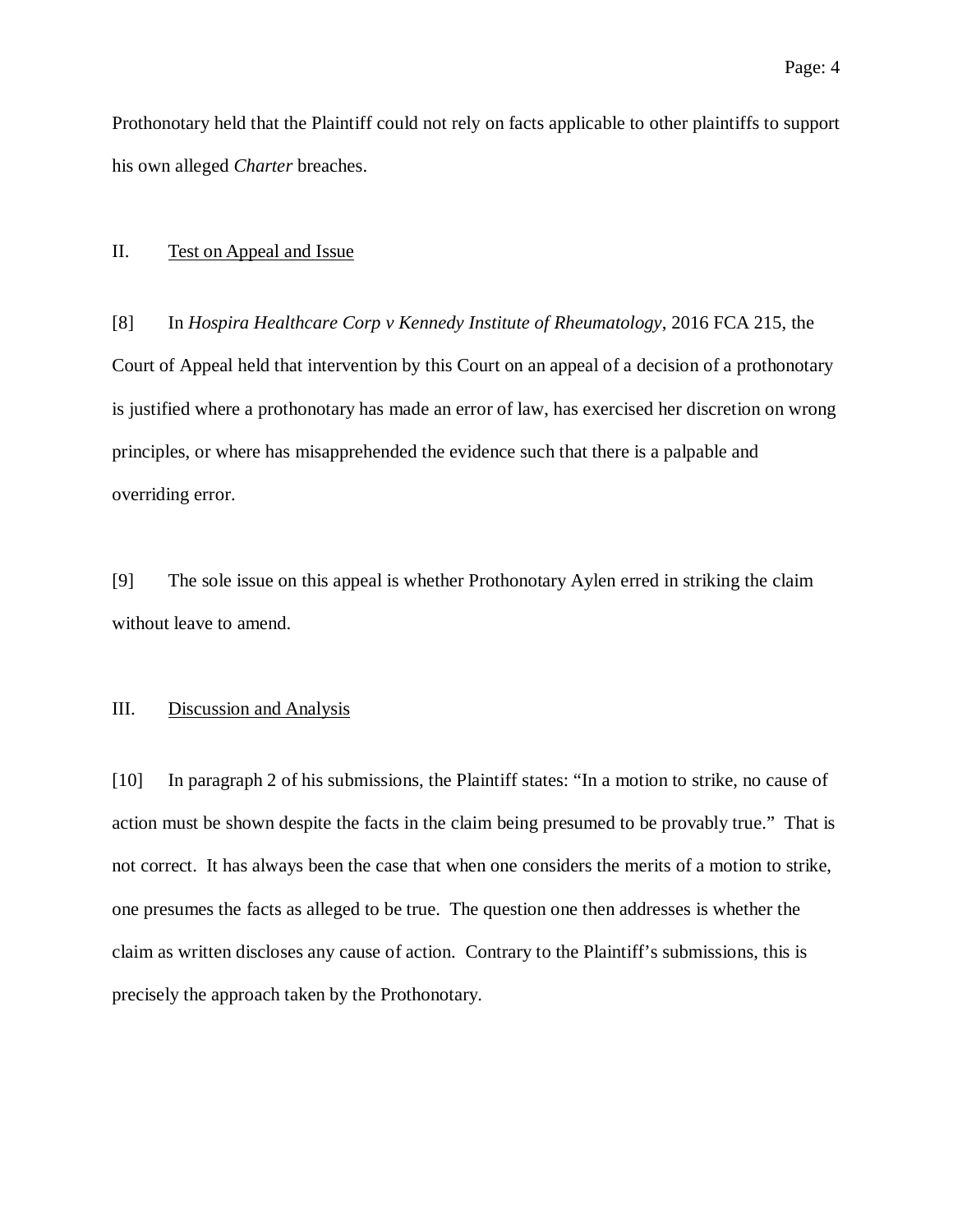Prothonotary held that the Plaintiff could not rely on facts applicable to other plaintiffs to support his own alleged *Charter* breaches.

## II. Test on Appeal and Issue

[8] In *Hospira Healthcare Corp v Kennedy Institute of Rheumatology*, 2016 FCA 215, the Court of Appeal held that intervention by this Court on an appeal of a decision of a prothonotary is justified where a prothonotary has made an error of law, has exercised her discretion on wrong principles, or where has misapprehended the evidence such that there is a palpable and overriding error.

[9] The sole issue on this appeal is whether Prothonotary Aylen erred in striking the claim without leave to amend.

## III. Discussion and Analysis

[10] In paragraph 2 of his submissions, the Plaintiff states: "In a motion to strike, no cause of action must be shown despite the facts in the claim being presumed to be provably true." That is not correct. It has always been the case that when one considers the merits of a motion to strike, one presumes the facts as alleged to be true. The question one then addresses is whether the claim as written discloses any cause of action. Contrary to the Plaintiff's submissions, this is precisely the approach taken by the Prothonotary.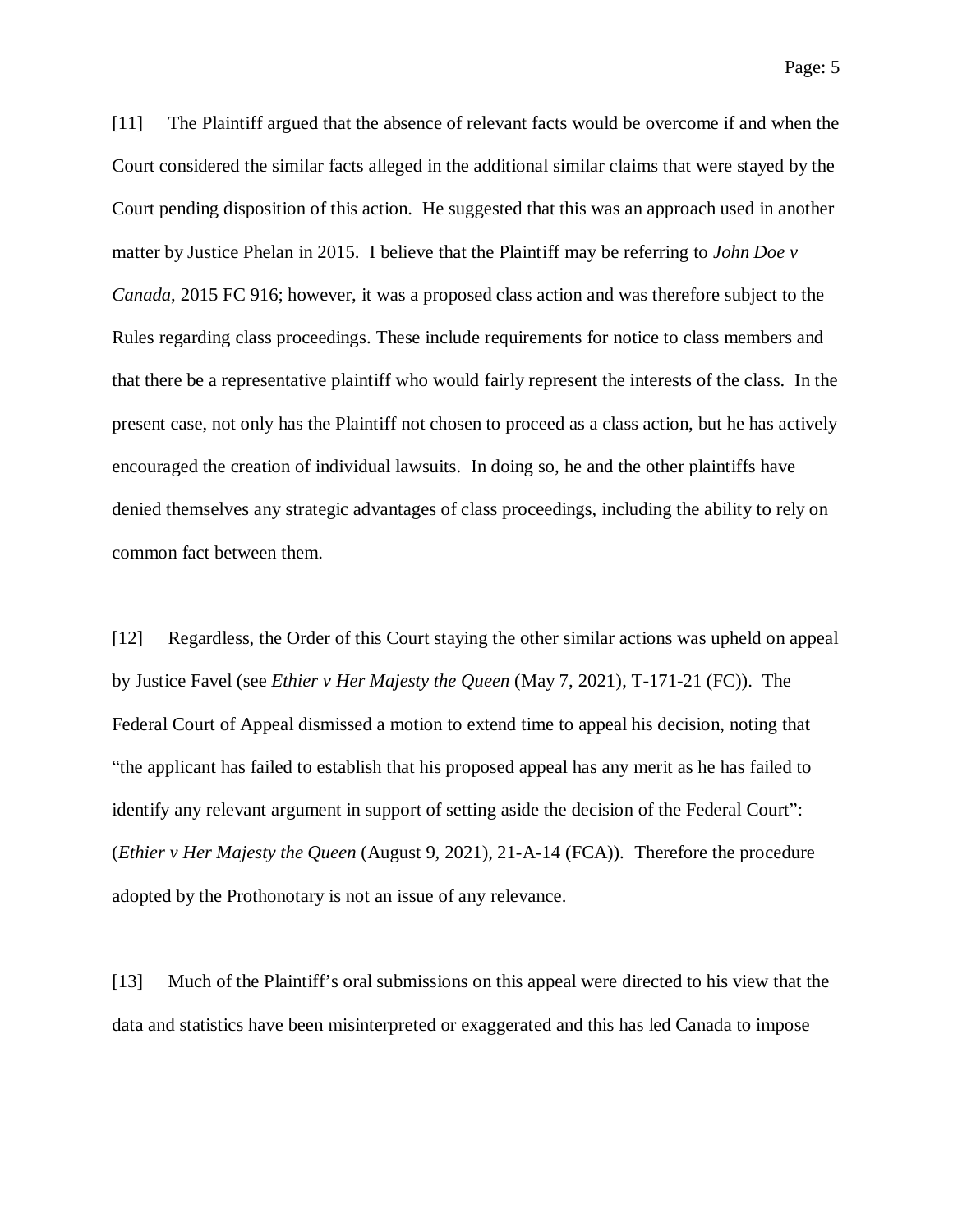[11] The Plaintiff argued that the absence of relevant facts would be overcome if and when the Court considered the similar facts alleged in the additional similar claims that were stayed by the Court pending disposition of this action. He suggested that this was an approach used in another matter by Justice Phelan in 2015. I believe that the Plaintiff may be referring to *John Doe v Canada*, 2015 FC 916; however, it was a proposed class action and was therefore subject to the Rules regarding class proceedings. These include requirements for notice to class members and that there be a representative plaintiff who would fairly represent the interests of the class. In the present case, not only has the Plaintiff not chosen to proceed as a class action, but he has actively encouraged the creation of individual lawsuits. In doing so, he and the other plaintiffs have denied themselves any strategic advantages of class proceedings, including the ability to rely on common fact between them.

[12] Regardless, the Order of this Court staying the other similar actions was upheld on appeal by Justice Favel (see *Ethier v Her Majesty the Queen* (May 7, 2021), T-171-21 (FC)). The Federal Court of Appeal dismissed a motion to extend time to appeal his decision, noting that "the applicant has failed to establish that his proposed appeal has any merit as he has failed to identify any relevant argument in support of setting aside the decision of the Federal Court": (*Ethier v Her Majesty the Queen* (August 9, 2021), 21-A-14 (FCA)). Therefore the procedure adopted by the Prothonotary is not an issue of any relevance.

[13] Much of the Plaintiff's oral submissions on this appeal were directed to his view that the data and statistics have been misinterpreted or exaggerated and this has led Canada to impose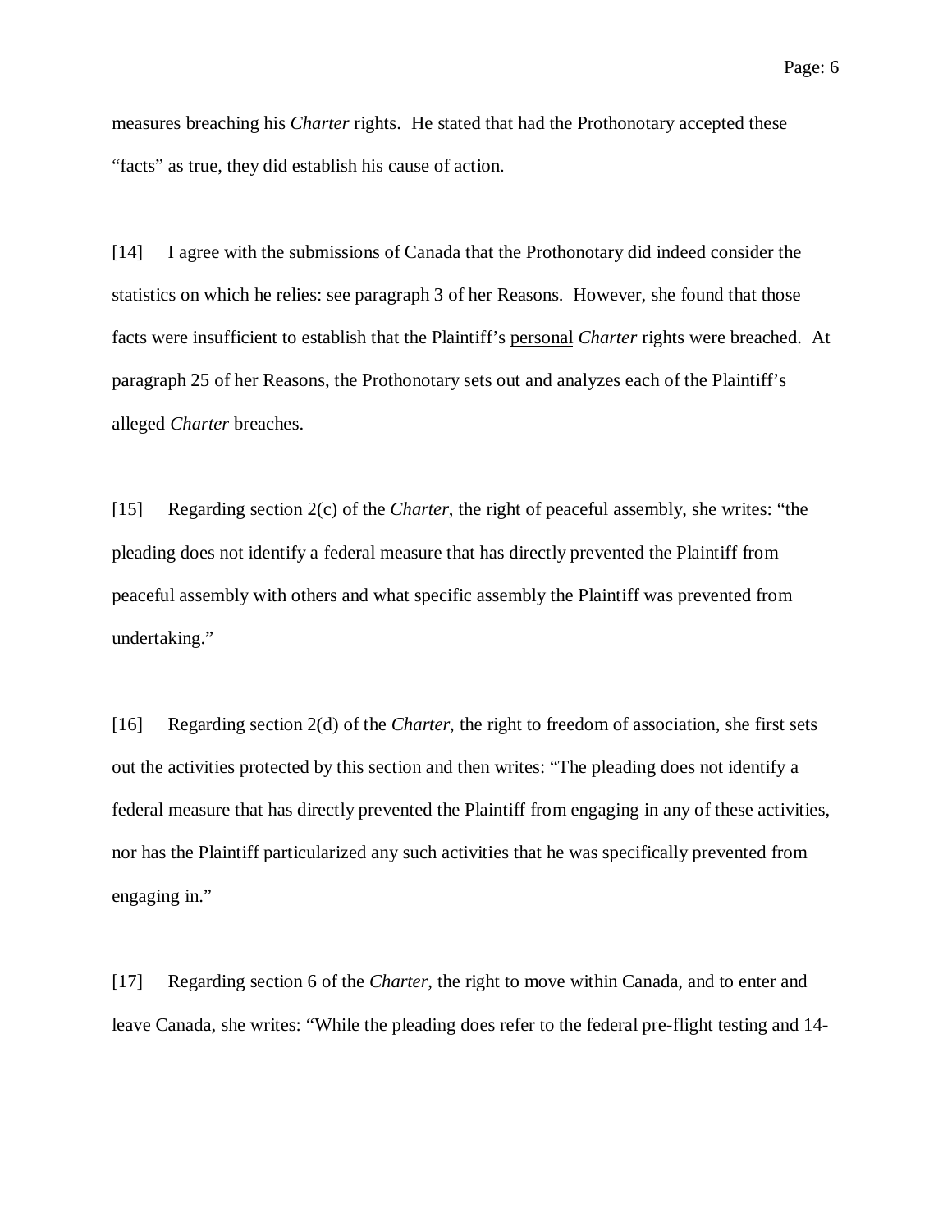measures breaching his *Charter* rights. He stated that had the Prothonotary accepted these "facts" as true, they did establish his cause of action.

[14] I agree with the submissions of Canada that the Prothonotary did indeed consider the statistics on which he relies: see paragraph 3 of her Reasons. However, she found that those facts were insufficient to establish that the Plaintiff's <u>personal</u> *Charter* rights were breached. At paragraph 25 of her Reasons, the Prothonotary sets out and analyzes each of the Plaintiff's alleged *Charter* breaches.

[15] Regarding section 2(c) of the *Charter*, the right of peaceful assembly, she writes: "the pleading does not identify a federal measure that has directly prevented the Plaintiff from peaceful assembly with others and what specific assembly the Plaintiff was prevented from undertaking."

[16] Regarding section 2(d) of the *Charter*, the right to freedom of association, she first sets out the activities protected by this section and then writes: "The pleading does not identify a federal measure that has directly prevented the Plaintiff from engaging in any of these activities, nor has the Plaintiff particularized any such activities that he was specifically prevented from engaging in."

[17] Regarding section 6 of the *Charter*, the right to move within Canada, and to enter and leave Canada, she writes: "While the pleading does refer to the federal pre-flight testing and 14-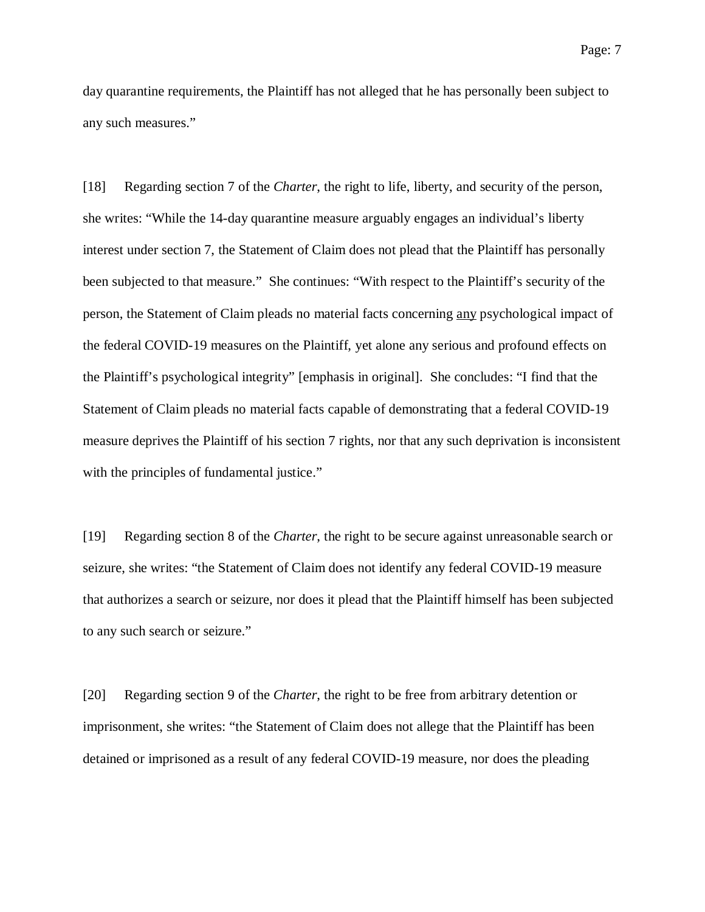day quarantine requirements, the Plaintiff has not alleged that he has personally been subject to any such measures."

[18] Regarding section 7 of the *Charter*, the right to life, liberty, and security of the person, she writes: "While the 14-day quarantine measure arguably engages an individual's liberty interest under section 7, the Statement of Claim does not plead that the Plaintiff has personally been subjected to that measure." She continues: "With respect to the Plaintiff's security of the person, the Statement of Claim pleads no material facts concerning <u>any</u> psychological impact of the federal COVID-19 measures on the Plaintiff, yet alone any serious and profound effects on the Plaintiff's psychological integrity" [emphasis in original]. She concludes: "I find that the Statement of Claim pleads no material facts capable of demonstrating that a federal COVID-19 measure deprives the Plaintiff of his section 7 rights, nor that any such deprivation is inconsistent with the principles of fundamental justice."

[19] Regarding section 8 of the *Charter*, the right to be secure against unreasonable search or seizure, she writes: "the Statement of Claim does not identify any federal COVID-19 measure that authorizes a search or seizure, nor does it plead that the Plaintiff himself has been subjected to any such search or seizure."

[20] Regarding section 9 of the *Charter*, the right to be free from arbitrary detention or imprisonment, she writes: "the Statement of Claim does not allege that the Plaintiff has been detained or imprisoned as a result of any federal COVID-19 measure, nor does the pleading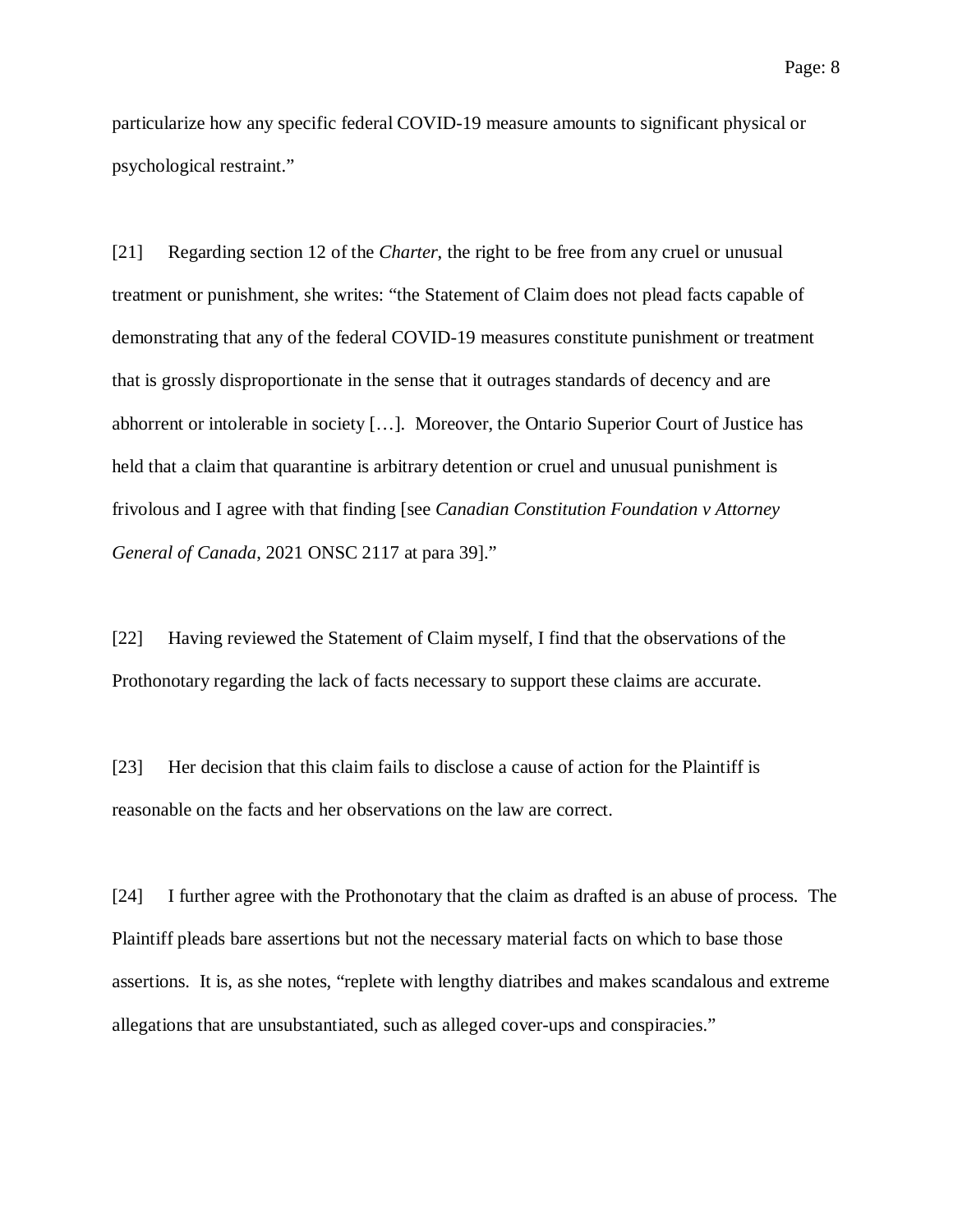particularize how any specific federal COVID-19 measure amounts to significant physical or psychological restraint."

[21] Regarding section 12 of the *Charter*, the right to be free from any cruel or unusual treatment or punishment, she writes: "the Statement of Claim does not plead facts capable of demonstrating that any of the federal COVID-19 measures constitute punishment or treatment that is grossly disproportionate in the sense that it outrages standards of decency and are abhorrent or intolerable in society […]. Moreover, the Ontario Superior Court of Justice has held that a claim that quarantine is arbitrary detention or cruel and unusual punishment is frivolous and I agree with that finding [see *Canadian Constitution Foundation v Attorney General of Canada*, 2021 ONSC 2117 at para 39]."

[22] Having reviewed the Statement of Claim myself, I find that the observations of the Prothonotary regarding the lack of facts necessary to support these claims are accurate.

[23] Her decision that this claim fails to disclose a cause of action for the Plaintiff is reasonable on the facts and her observations on the law are correct.

[24] I further agree with the Prothonotary that the claim as drafted is an abuse of process. The Plaintiff pleads bare assertions but not the necessary material facts on which to base those assertions. It is, as she notes, "replete with lengthy diatribes and makes scandalous and extreme allegations that are unsubstantiated, such as alleged cover-ups and conspiracies."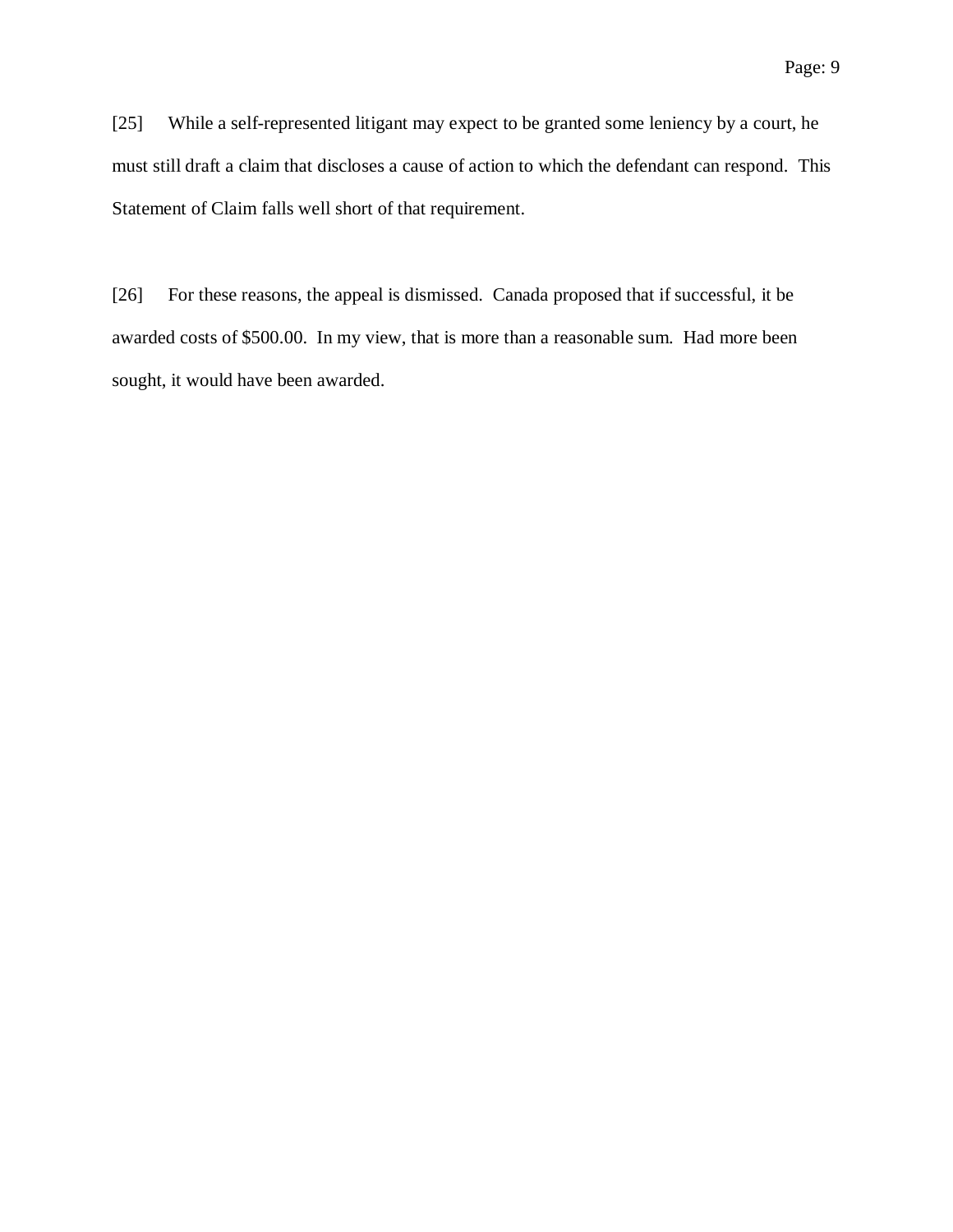[25] While a self-represented litigant may expect to be granted some leniency by a court, he must still draft a claim that discloses a cause of action to which the defendant can respond. This Statement of Claim falls well short of that requirement.

[26] For these reasons, the appeal is dismissed. Canada proposed that if successful, it be awarded costs of $500.00. In my view, that is more than a reasonable sum. Had more been sought, it would have been awarded.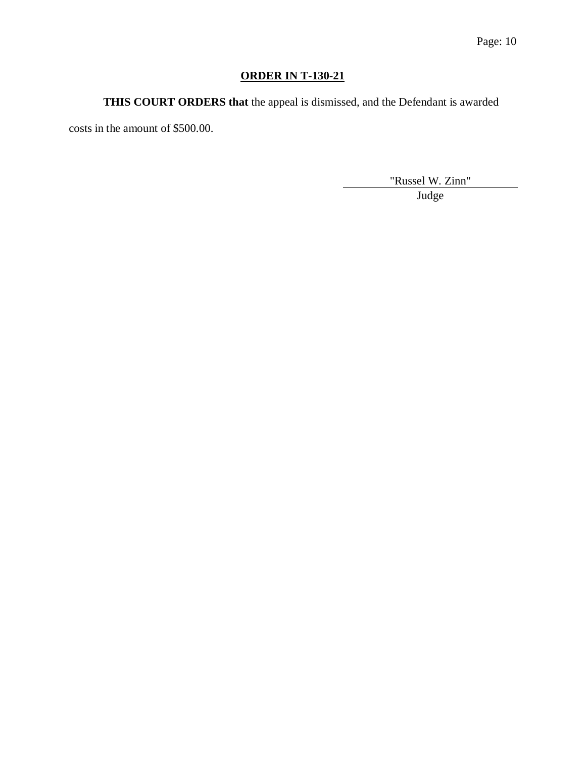## ORDER IN T-130-21

**THIS COURT ORDERS that** the appeal is dismissed, and the Defendant is awarded costs in the amount of $500.00.

"Russel W. Zinn"

Judge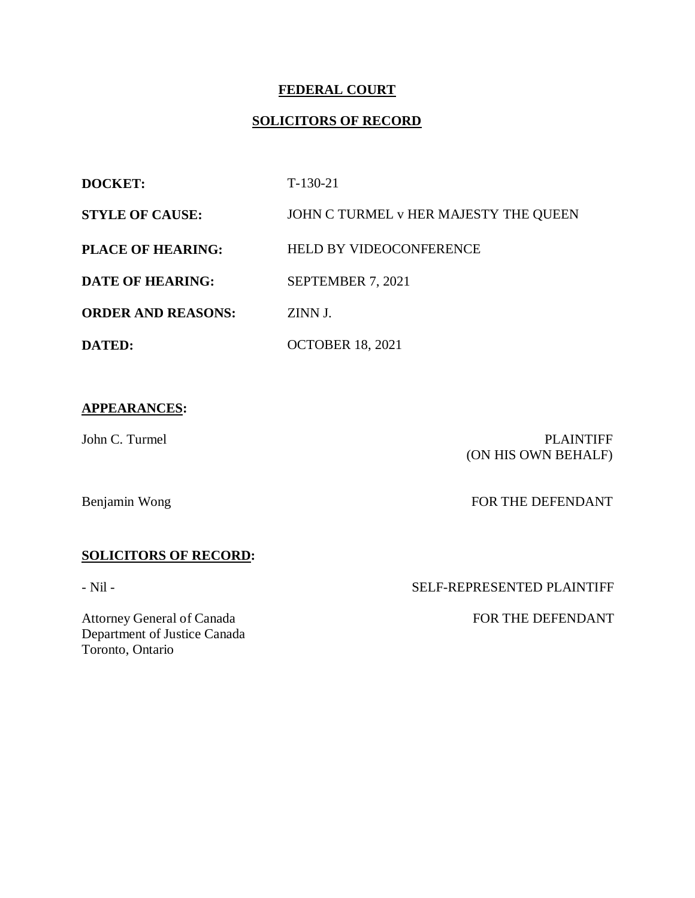**FEDERAL COURT**

**SOLICITORS OF RECORD**

| | |
|---|---|
| **DOCKET:** | T-130-21 |
| **STYLE OF CAUSE:** | JOHN C TURMEL v HER MAJESTY THE QUEEN |
| **PLACE OF HEARING:** | HELD BY VIDEOCONFERENCE |
| **DATE OF HEARING:** | SEPTEMBER 7, 2021 |
| **ORDER AND REASONS:** | ZINN J. |
| **DATED:** | OCTOBER 18, 2021 |

**APPEARANCES:**

| | |
|---|---|
| John C. Turmel | PLAINTIFF (ON HIS OWN BEHALF) |
| Benjamin Wong | FOR THE DEFENDANT |

**SOLICITORS OF RECORD:**

| | |
|---|---|
| - Nil - | SELF-REPRESENTED PLAINTIFF |
| Attorney General of Canada<br>Department of Justice Canada<br>Toronto, Ontario | FOR THE DEFENDANT |